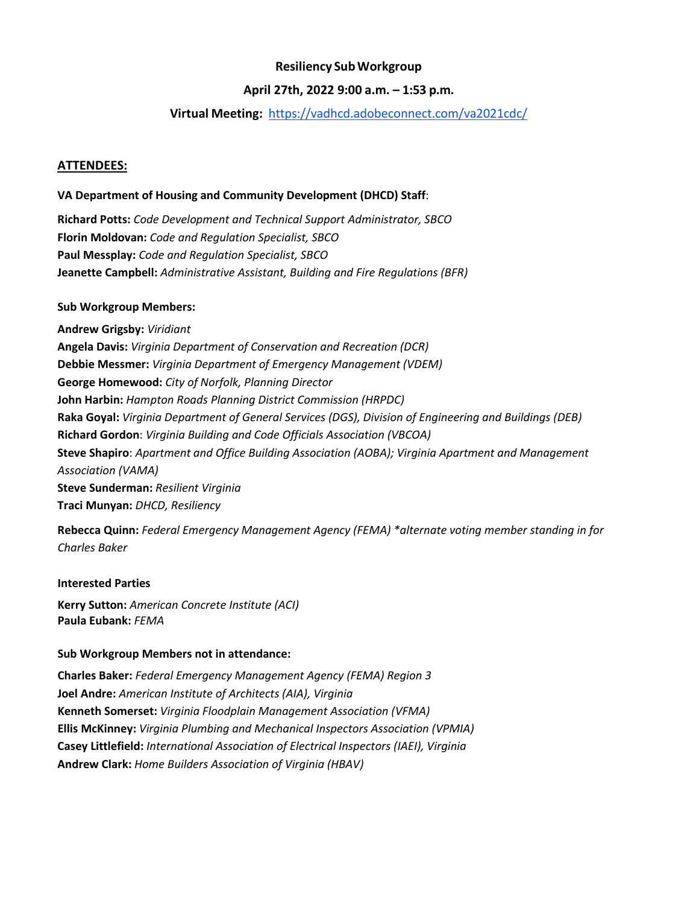**Resiliency Sub Workgroup**

**April 27th, 2022 9:00 a.m. – 1:53 p.m.**

**Virtual Meeting:** https://vadhcd.adobeconnect.com/va2021cdc/

**ATTENDEES:**

**VA Department of Housing and Community Development (DHCD) Staff**:

**Richard Potts:** *Code Development and Technical Support Administrator, SBCO*
**Florin Moldovan:** *Code and Regulation Specialist, SBCO*
**Paul Messplay:** *Code and Regulation Specialist, SBCO*
**Jeanette Campbell:** *Administrative Assistant, Building and Fire Regulations (BFR)*

**Sub Workgroup Members:**

**Andrew Grigsby:** *Viridiant*
**Angela Davis:** *Virginia Department of Conservation and Recreation (DCR)*
**Debbie Messmer:** *Virginia Department of Emergency Management (VDEM)*
**George Homewood:** *City of Norfolk, Planning Director*
**John Harbin:** *Hampton Roads Planning District Commission (HRPDC)*
**Raka Goyal:** *Virginia Department of General Services (DGS), Division of Engineering and Buildings (DEB)*
**Richard Gordon**: *Virginia Building and Code Officials Association (VBCOA)*
**Steve Shapiro**: *Apartment and Office Building Association (AOBA); Virginia Apartment and Management Association (VAMA)*
**Steve Sunderman:** *Resilient Virginia*
**Traci Munyan:** *DHCD, Resiliency*

**Rebecca Quinn:** *Federal Emergency Management Agency (FEMA) \*alternate voting member standing in for Charles Baker*

**Interested Parties**

**Kerry Sutton:** *American Concrete Institute (ACI)*
**Paula Eubank:** *FEMA*

**Sub Workgroup Members not in attendance:**

**Charles Baker:** *Federal Emergency Management Agency (FEMA) Region 3*
**Joel Andre:** *American Institute of Architects (AIA), Virginia*
**Kenneth Somerset:** *Virginia Floodplain Management Association (VFMA)*
**Ellis McKinney:** *Virginia Plumbing and Mechanical Inspectors Association (VPMIA)*
**Casey Littlefield:** *International Association of Electrical Inspectors (IAEI), Virginia*
**Andrew Clark:** *Home Builders Association of Virginia (HBAV)*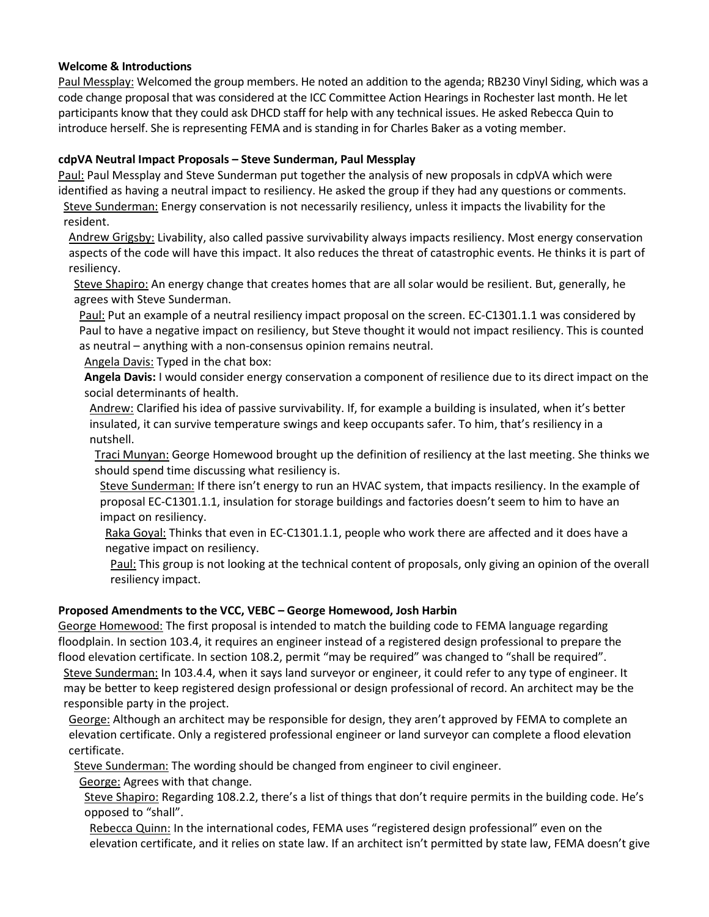**Welcome & Introductions**

Paul Messplay: Welcomed the group members. He noted an addition to the agenda; RB230 Vinyl Siding, which was a code change proposal that was considered at the ICC Committee Action Hearings in Rochester last month. He let participants know that they could ask DHCD staff for help with any technical issues. He asked Rebecca Quin to introduce herself. She is representing FEMA and is standing in for Charles Baker as a voting member.

**cdpVA Neutral Impact Proposals – Steve Sunderman, Paul Messplay**

Paul: Paul Messplay and Steve Sunderman put together the analysis of new proposals in cdpVA which were identified as having a neutral impact to resiliency. He asked the group if they had any questions or comments.

Steve Sunderman: Energy conservation is not necessarily resiliency, unless it impacts the livability for the resident.

Andrew Grigsby: Livability, also called passive survivability always impacts resiliency. Most energy conservation aspects of the code will have this impact. It also reduces the threat of catastrophic events. He thinks it is part of resiliency.

Steve Shapiro: An energy change that creates homes that are all solar would be resilient. But, generally, he agrees with Steve Sunderman.

Paul: Put an example of a neutral resiliency impact proposal on the screen. EC-C1301.1.1 was considered by Paul to have a negative impact on resiliency, but Steve thought it would not impact resiliency. This is counted as neutral – anything with a non-consensus opinion remains neutral.

Angela Davis: Typed in the chat box:

**Angela Davis:** I would consider energy conservation a component of resilience due to its direct impact on the social determinants of health.

Andrew: Clarified his idea of passive survivability. If, for example a building is insulated, when it's better insulated, it can survive temperature swings and keep occupants safer. To him, that's resiliency in a nutshell.

Traci Munyan: George Homewood brought up the definition of resiliency at the last meeting. She thinks we should spend time discussing what resiliency is.

Steve Sunderman: If there isn't energy to run an HVAC system, that impacts resiliency. In the example of proposal EC-C1301.1.1, insulation for storage buildings and factories doesn't seem to him to have an impact on resiliency.

Raka Goyal: Thinks that even in EC-C1301.1.1, people who work there are affected and it does have a negative impact on resiliency.

Paul: This group is not looking at the technical content of proposals, only giving an opinion of the overall resiliency impact.

**Proposed Amendments to the VCC, VEBC – George Homewood, Josh Harbin**

George Homewood: The first proposal is intended to match the building code to FEMA language regarding floodplain. In section 103.4, it requires an engineer instead of a registered design professional to prepare the flood elevation certificate. In section 108.2, permit "may be required" was changed to "shall be required".

Steve Sunderman: In 103.4.4, when it says land surveyor or engineer, it could refer to any type of engineer. It may be better to keep registered design professional or design professional of record. An architect may be the responsible party in the project.

George: Although an architect may be responsible for design, they aren't approved by FEMA to complete an elevation certificate. Only a registered professional engineer or land surveyor can complete a flood elevation certificate.

Steve Sunderman: The wording should be changed from engineer to civil engineer.

George: Agrees with that change.

Steve Shapiro: Regarding 108.2.2, there's a list of things that don't require permits in the building code. He's opposed to "shall".

Rebecca Quinn: In the international codes, FEMA uses "registered design professional" even on the elevation certificate, and it relies on state law. If an architect isn't permitted by state law, FEMA doesn't give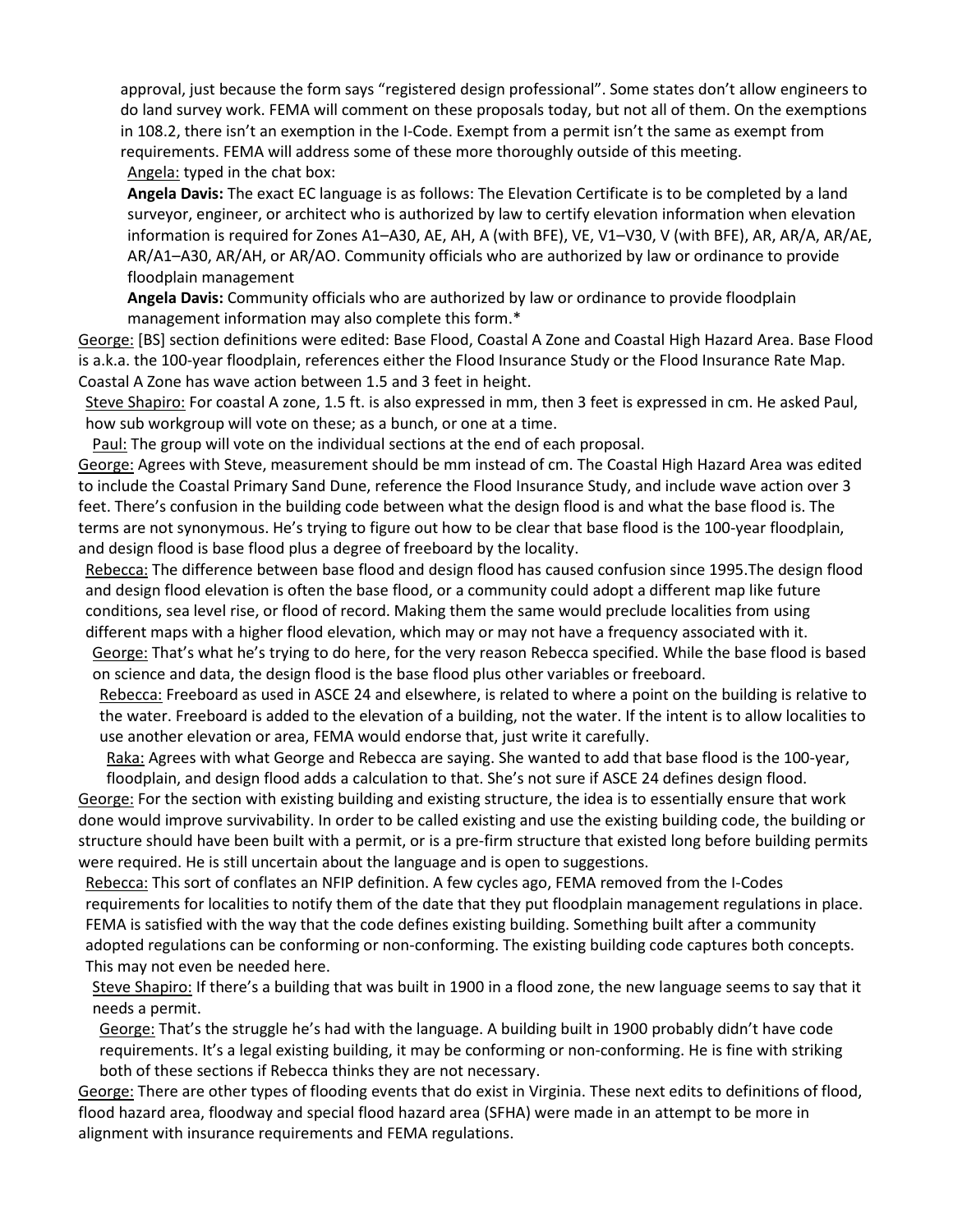approval, just because the form says "registered design professional". Some states don't allow engineers to do land survey work. FEMA will comment on these proposals today, but not all of them. On the exemptions in 108.2, there isn't an exemption in the I-Code. Exempt from a permit isn't the same as exempt from requirements. FEMA will address some of these more thoroughly outside of this meeting.

Angela: typed in the chat box:

**Angela Davis:** The exact EC language is as follows: The Elevation Certificate is to be completed by a land surveyor, engineer, or architect who is authorized by law to certify elevation information when elevation information is required for Zones A1–A30, AE, AH, A (with BFE), VE, V1–V30, V (with BFE), AR, AR/A, AR/AE, AR/A1–A30, AR/AH, or AR/AO. Community officials who are authorized by law or ordinance to provide floodplain management

**Angela Davis:** Community officials who are authorized by law or ordinance to provide floodplain management information may also complete this form.*

George: [BS] section definitions were edited: Base Flood, Coastal A Zone and Coastal High Hazard Area. Base Flood is a.k.a. the 100-year floodplain, references either the Flood Insurance Study or the Flood Insurance Rate Map. Coastal A Zone has wave action between 1.5 and 3 feet in height.

Steve Shapiro: For coastal A zone, 1.5 ft. is also expressed in mm, then 3 feet is expressed in cm. He asked Paul, how sub workgroup will vote on these; as a bunch, or one at a time.

Paul: The group will vote on the individual sections at the end of each proposal.

George: Agrees with Steve, measurement should be mm instead of cm. The Coastal High Hazard Area was edited to include the Coastal Primary Sand Dune, reference the Flood Insurance Study, and include wave action over 3 feet. There's confusion in the building code between what the design flood is and what the base flood is. The terms are not synonymous. He's trying to figure out how to be clear that base flood is the 100-year floodplain, and design flood is base flood plus a degree of freeboard by the locality.

Rebecca: The difference between base flood and design flood has caused confusion since 1995.The design flood and design flood elevation is often the base flood, or a community could adopt a different map like future conditions, sea level rise, or flood of record. Making them the same would preclude localities from using different maps with a higher flood elevation, which may or may not have a frequency associated with it.

George: That's what he's trying to do here, for the very reason Rebecca specified. While the base flood is based on science and data, the design flood is the base flood plus other variables or freeboard.

Rebecca: Freeboard as used in ASCE 24 and elsewhere, is related to where a point on the building is relative to the water. Freeboard is added to the elevation of a building, not the water. If the intent is to allow localities to use another elevation or area, FEMA would endorse that, just write it carefully.

Raka: Agrees with what George and Rebecca are saying. She wanted to add that base flood is the 100-year, floodplain, and design flood adds a calculation to that. She's not sure if ASCE 24 defines design flood.

George: For the section with existing building and existing structure, the idea is to essentially ensure that work done would improve survivability. In order to be called existing and use the existing building code, the building or structure should have been built with a permit, or is a pre-firm structure that existed long before building permits were required. He is still uncertain about the language and is open to suggestions.

Rebecca: This sort of conflates an NFIP definition. A few cycles ago, FEMA removed from the I-Codes requirements for localities to notify them of the date that they put floodplain management regulations in place. FEMA is satisfied with the way that the code defines existing building. Something built after a community adopted regulations can be conforming or non-conforming. The existing building code captures both concepts. This may not even be needed here.

Steve Shapiro: If there's a building that was built in 1900 in a flood zone, the new language seems to say that it needs a permit.

George: That's the struggle he's had with the language. A building built in 1900 probably didn't have code requirements. It's a legal existing building, it may be conforming or non-conforming. He is fine with striking both of these sections if Rebecca thinks they are not necessary.

George: There are other types of flooding events that do exist in Virginia. These next edits to definitions of flood, flood hazard area, floodway and special flood hazard area (SFHA) were made in an attempt to be more in alignment with insurance requirements and FEMA regulations.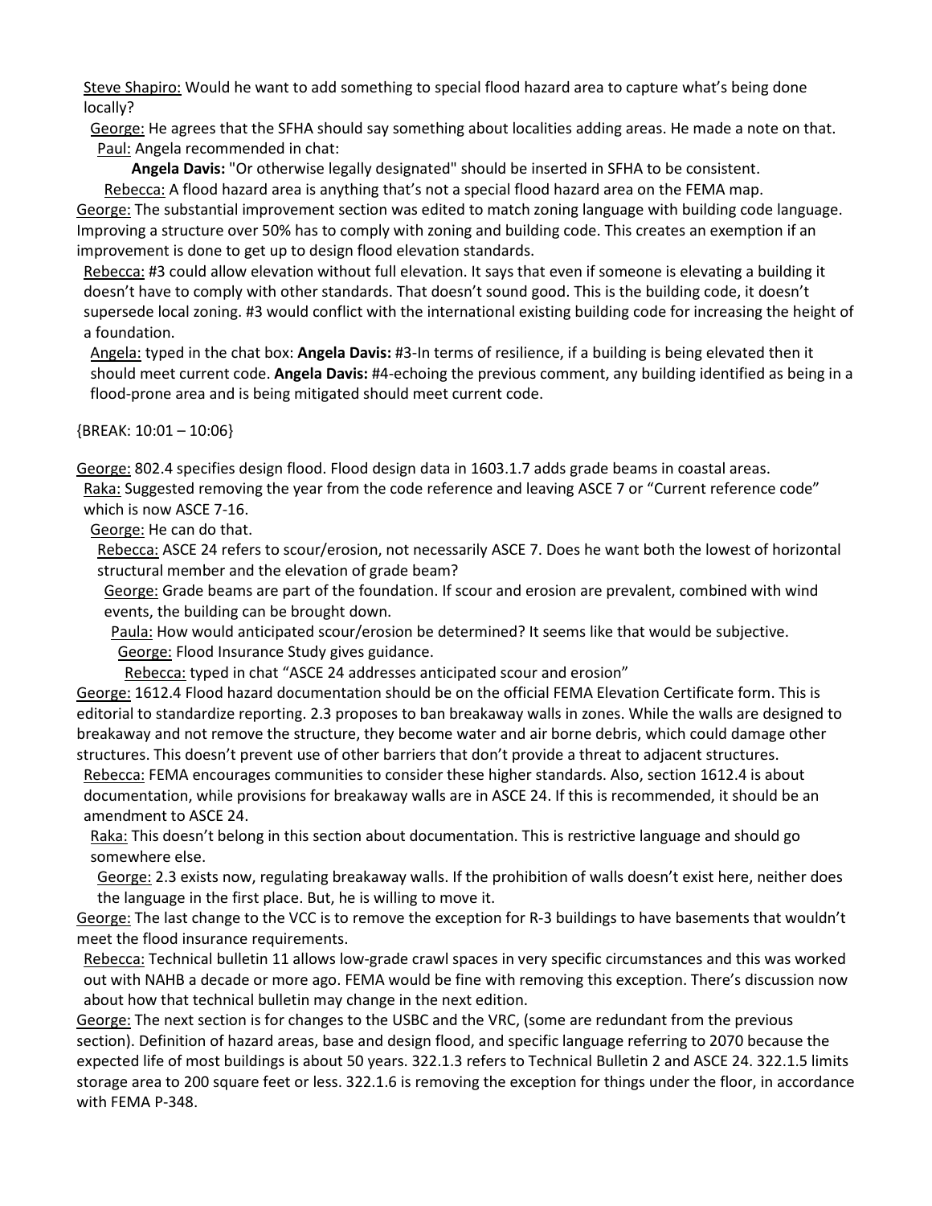Steve Shapiro: Would he want to add something to special flood hazard area to capture what's being done locally?

George: He agrees that the SFHA should say something about localities adding areas. He made a note on that.

Paul: Angela recommended in chat:

**Angela Davis:** "Or otherwise legally designated" should be inserted in SFHA to be consistent.

Rebecca: A flood hazard area is anything that's not a special flood hazard area on the FEMA map.

George: The substantial improvement section was edited to match zoning language with building code language. Improving a structure over 50% has to comply with zoning and building code. This creates an exemption if an improvement is done to get up to design flood elevation standards.

Rebecca: #3 could allow elevation without full elevation. It says that even if someone is elevating a building it doesn't have to comply with other standards. That doesn't sound good. This is the building code, it doesn't supersede local zoning. #3 would conflict with the international existing building code for increasing the height of a foundation.

Angela: typed in the chat box: **Angela Davis:** #3-In terms of resilience, if a building is being elevated then it should meet current code. **Angela Davis:** #4-echoing the previous comment, any building identified as being in a flood-prone area and is being mitigated should meet current code.

{BREAK: 10:01 – 10:06}

George: 802.4 specifies design flood. Flood design data in 1603.1.7 adds grade beams in coastal areas.

Raka: Suggested removing the year from the code reference and leaving ASCE 7 or "Current reference code" which is now ASCE 7-16.

George: He can do that.

Rebecca: ASCE 24 refers to scour/erosion, not necessarily ASCE 7. Does he want both the lowest of horizontal structural member and the elevation of grade beam?

George: Grade beams are part of the foundation. If scour and erosion are prevalent, combined with wind events, the building can be brought down.

Paula: How would anticipated scour/erosion be determined? It seems like that would be subjective.

George: Flood Insurance Study gives guidance.

Rebecca: typed in chat "ASCE 24 addresses anticipated scour and erosion"

George: 1612.4 Flood hazard documentation should be on the official FEMA Elevation Certificate form. This is editorial to standardize reporting. 2.3 proposes to ban breakaway walls in zones. While the walls are designed to breakaway and not remove the structure, they become water and air borne debris, which could damage other structures. This doesn't prevent use of other barriers that don't provide a threat to adjacent structures.

Rebecca: FEMA encourages communities to consider these higher standards. Also, section 1612.4 is about documentation, while provisions for breakaway walls are in ASCE 24. If this is recommended, it should be an amendment to ASCE 24.

Raka: This doesn't belong in this section about documentation. This is restrictive language and should go somewhere else.

George: 2.3 exists now, regulating breakaway walls. If the prohibition of walls doesn't exist here, neither does the language in the first place. But, he is willing to move it.

George: The last change to the VCC is to remove the exception for R-3 buildings to have basements that wouldn't meet the flood insurance requirements.

Rebecca: Technical bulletin 11 allows low-grade crawl spaces in very specific circumstances and this was worked out with NAHB a decade or more ago. FEMA would be fine with removing this exception. There's discussion now about how that technical bulletin may change in the next edition.

George: The next section is for changes to the USBC and the VRC, (some are redundant from the previous section). Definition of hazard areas, base and design flood, and specific language referring to 2070 because the expected life of most buildings is about 50 years. 322.1.3 refers to Technical Bulletin 2 and ASCE 24. 322.1.5 limits storage area to 200 square feet or less. 322.1.6 is removing the exception for things under the floor, in accordance with FEMA P-348.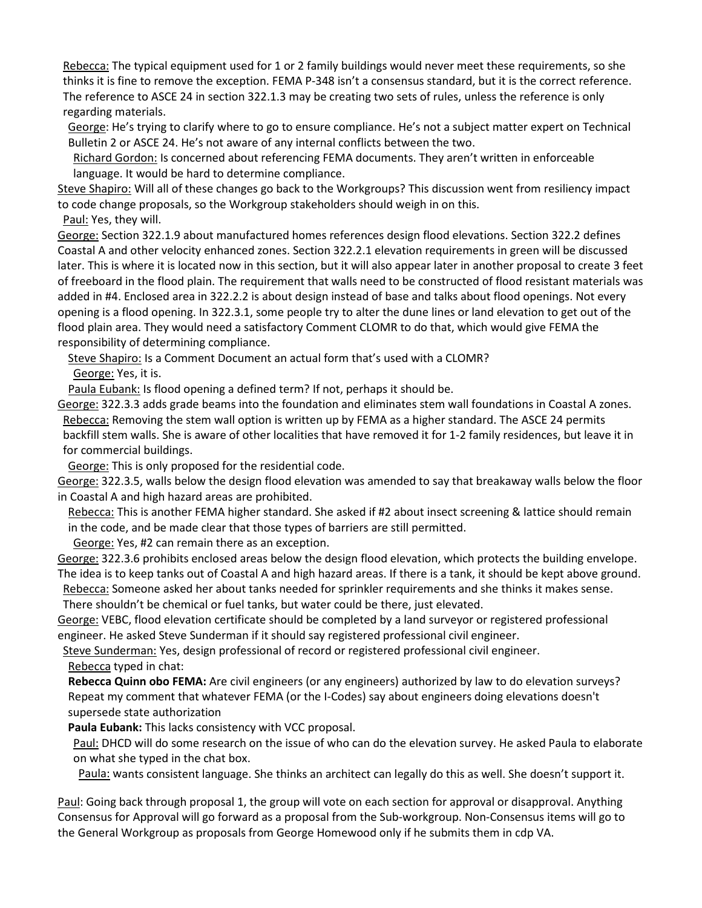Rebecca: The typical equipment used for 1 or 2 family buildings would never meet these requirements, so she thinks it is fine to remove the exception. FEMA P-348 isn't a consensus standard, but it is the correct reference. The reference to ASCE 24 in section 322.1.3 may be creating two sets of rules, unless the reference is only regarding materials.

George: He's trying to clarify where to go to ensure compliance. He's not a subject matter expert on Technical Bulletin 2 or ASCE 24. He's not aware of any internal conflicts between the two.

Richard Gordon: Is concerned about referencing FEMA documents. They aren't written in enforceable language. It would be hard to determine compliance.

Steve Shapiro: Will all of these changes go back to the Workgroups? This discussion went from resiliency impact to code change proposals, so the Workgroup stakeholders should weigh in on this.

Paul: Yes, they will.

George: Section 322.1.9 about manufactured homes references design flood elevations. Section 322.2 defines Coastal A and other velocity enhanced zones. Section 322.2.1 elevation requirements in green will be discussed later. This is where it is located now in this section, but it will also appear later in another proposal to create 3 feet of freeboard in the flood plain. The requirement that walls need to be constructed of flood resistant materials was added in #4. Enclosed area in 322.2.2 is about design instead of base and talks about flood openings. Not every opening is a flood opening. In 322.3.1, some people try to alter the dune lines or land elevation to get out of the flood plain area. They would need a satisfactory Comment CLOMR to do that, which would give FEMA the responsibility of determining compliance.

Steve Shapiro: Is a Comment Document an actual form that's used with a CLOMR?

George: Yes, it is.

Paula Eubank: Is flood opening a defined term? If not, perhaps it should be.

George: 322.3.3 adds grade beams into the foundation and eliminates stem wall foundations in Coastal A zones.

Rebecca: Removing the stem wall option is written up by FEMA as a higher standard. The ASCE 24 permits backfill stem walls. She is aware of other localities that have removed it for 1-2 family residences, but leave it in for commercial buildings.

George: This is only proposed for the residential code.

George: 322.3.5, walls below the design flood elevation was amended to say that breakaway walls below the floor in Coastal A and high hazard areas are prohibited.

Rebecca: This is another FEMA higher standard. She asked if #2 about insect screening & lattice should remain in the code, and be made clear that those types of barriers are still permitted.

George: Yes, #2 can remain there as an exception.

George: 322.3.6 prohibits enclosed areas below the design flood elevation, which protects the building envelope. The idea is to keep tanks out of Coastal A and high hazard areas. If there is a tank, it should be kept above ground.

Rebecca: Someone asked her about tanks needed for sprinkler requirements and she thinks it makes sense. There shouldn't be chemical or fuel tanks, but water could be there, just elevated.

George: VEBC, flood elevation certificate should be completed by a land surveyor or registered professional engineer. He asked Steve Sunderman if it should say registered professional civil engineer.

Steve Sunderman: Yes, design professional of record or registered professional civil engineer.

Rebecca typed in chat:

**Rebecca Quinn obo FEMA:** Are civil engineers (or any engineers) authorized by law to do elevation surveys? Repeat my comment that whatever FEMA (or the I-Codes) say about engineers doing elevations doesn't supersede state authorization

**Paula Eubank:** This lacks consistency with VCC proposal.

Paul: DHCD will do some research on the issue of who can do the elevation survey. He asked Paula to elaborate on what she typed in the chat box.

Paula: wants consistent language. She thinks an architect can legally do this as well. She doesn't support it.

Paul: Going back through proposal 1, the group will vote on each section for approval or disapproval. Anything Consensus for Approval will go forward as a proposal from the Sub-workgroup. Non-Consensus items will go to the General Workgroup as proposals from George Homewood only if he submits them in cdp VA.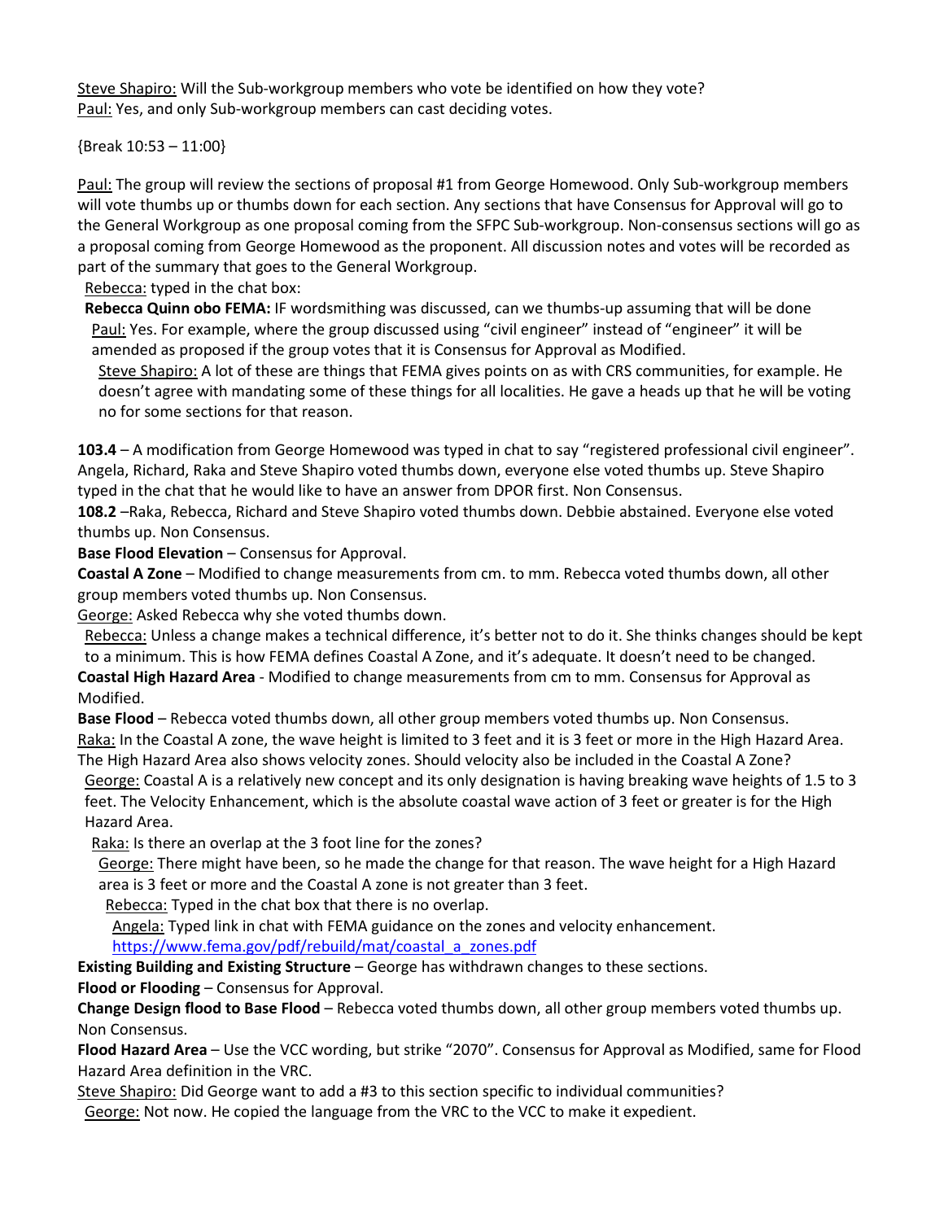Steve Shapiro: Will the Sub-workgroup members who vote be identified on how they vote?
Paul: Yes, and only Sub-workgroup members can cast deciding votes.

{Break 10:53 – 11:00}

Paul: The group will review the sections of proposal #1 from George Homewood. Only Sub-workgroup members will vote thumbs up or thumbs down for each section. Any sections that have Consensus for Approval will go to the General Workgroup as one proposal coming from the SFPC Sub-workgroup. Non-consensus sections will go as a proposal coming from George Homewood as the proponent. All discussion notes and votes will be recorded as part of the summary that goes to the General Workgroup.

Rebecca: typed in the chat box:

**Rebecca Quinn obo FEMA:** IF wordsmithing was discussed, can we thumbs-up assuming that will be done

Paul: Yes. For example, where the group discussed using "civil engineer" instead of "engineer" it will be amended as proposed if the group votes that it is Consensus for Approval as Modified.

Steve Shapiro: A lot of these are things that FEMA gives points on as with CRS communities, for example. He doesn't agree with mandating some of these things for all localities. He gave a heads up that he will be voting no for some sections for that reason.

**103.4** – A modification from George Homewood was typed in chat to say "registered professional civil engineer". Angela, Richard, Raka and Steve Shapiro voted thumbs down, everyone else voted thumbs up. Steve Shapiro typed in the chat that he would like to have an answer from DPOR first. Non Consensus.

**108.2** –Raka, Rebecca, Richard and Steve Shapiro voted thumbs down. Debbie abstained. Everyone else voted thumbs up. Non Consensus.

**Base Flood Elevation** – Consensus for Approval.

**Coastal A Zone** – Modified to change measurements from cm. to mm. Rebecca voted thumbs down, all other group members voted thumbs up. Non Consensus.

George: Asked Rebecca why she voted thumbs down.

Rebecca: Unless a change makes a technical difference, it's better not to do it. She thinks changes should be kept to a minimum. This is how FEMA defines Coastal A Zone, and it's adequate. It doesn't need to be changed.

**Coastal High Hazard Area** - Modified to change measurements from cm to mm. Consensus for Approval as Modified.

**Base Flood** – Rebecca voted thumbs down, all other group members voted thumbs up. Non Consensus.

Raka: In the Coastal A zone, the wave height is limited to 3 feet and it is 3 feet or more in the High Hazard Area. The High Hazard Area also shows velocity zones. Should velocity also be included in the Coastal A Zone?

George: Coastal A is a relatively new concept and its only designation is having breaking wave heights of 1.5 to 3 feet. The Velocity Enhancement, which is the absolute coastal wave action of 3 feet or greater is for the High Hazard Area.

Raka: Is there an overlap at the 3 foot line for the zones?

George: There might have been, so he made the change for that reason. The wave height for a High Hazard area is 3 feet or more and the Coastal A zone is not greater than 3 feet.

Rebecca: Typed in the chat box that there is no overlap.

Angela: Typed link in chat with FEMA guidance on the zones and velocity enhancement. https://www.fema.gov/pdf/rebuild/mat/coastal_a_zones.pdf

**Existing Building and Existing Structure** – George has withdrawn changes to these sections.

**Flood or Flooding** – Consensus for Approval.

**Change Design flood to Base Flood** – Rebecca voted thumbs down, all other group members voted thumbs up. Non Consensus.

**Flood Hazard Area** – Use the VCC wording, but strike "2070". Consensus for Approval as Modified, same for Flood Hazard Area definition in the VRC.

Steve Shapiro: Did George want to add a #3 to this section specific to individual communities?

George: Not now. He copied the language from the VRC to the VCC to make it expedient.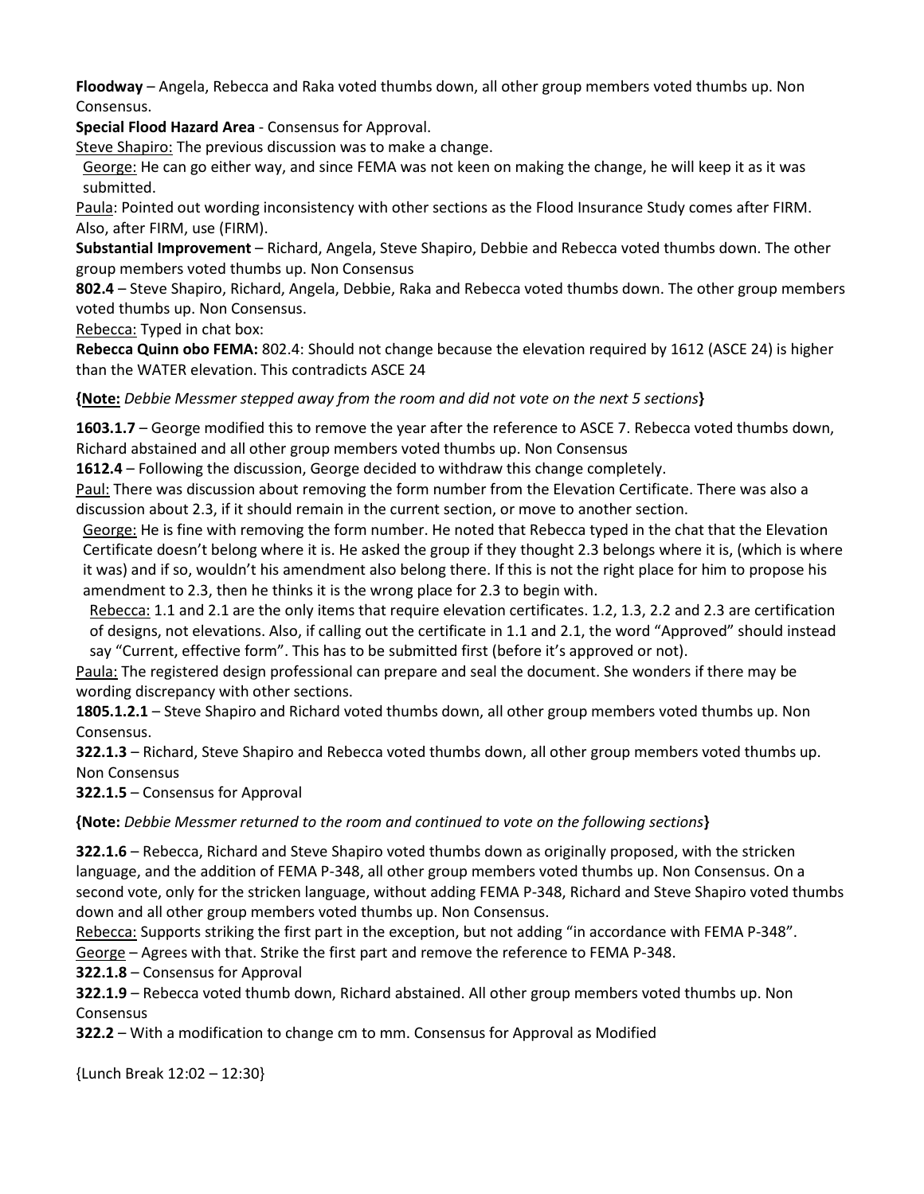**Floodway** – Angela, Rebecca and Raka voted thumbs down, all other group members voted thumbs up. Non Consensus.

**Special Flood Hazard Area** - Consensus for Approval.

Steve Shapiro: The previous discussion was to make a change.

George: He can go either way, and since FEMA was not keen on making the change, he will keep it as it was submitted.

Paula: Pointed out wording inconsistency with other sections as the Flood Insurance Study comes after FIRM. Also, after FIRM, use (FIRM).

**Substantial Improvement** – Richard, Angela, Steve Shapiro, Debbie and Rebecca voted thumbs down. The other group members voted thumbs up. Non Consensus

**802.4** – Steve Shapiro, Richard, Angela, Debbie, Raka and Rebecca voted thumbs down. The other group members voted thumbs up. Non Consensus.

Rebecca: Typed in chat box:

**Rebecca Quinn obo FEMA:** 802.4: Should not change because the elevation required by 1612 (ASCE 24) is higher than the WATER elevation. This contradicts ASCE 24

**{Note:** *Debbie Messmer stepped away from the room and did not vote on the next 5 sections***}**

**1603.1.7** – George modified this to remove the year after the reference to ASCE 7. Rebecca voted thumbs down, Richard abstained and all other group members voted thumbs up. Non Consensus

**1612.4** – Following the discussion, George decided to withdraw this change completely.

Paul: There was discussion about removing the form number from the Elevation Certificate. There was also a discussion about 2.3, if it should remain in the current section, or move to another section.

George: He is fine with removing the form number. He noted that Rebecca typed in the chat that the Elevation Certificate doesn't belong where it is. He asked the group if they thought 2.3 belongs where it is, (which is where it was) and if so, wouldn't his amendment also belong there. If this is not the right place for him to propose his amendment to 2.3, then he thinks it is the wrong place for 2.3 to begin with.

Rebecca: 1.1 and 2.1 are the only items that require elevation certificates. 1.2, 1.3, 2.2 and 2.3 are certification of designs, not elevations. Also, if calling out the certificate in 1.1 and 2.1, the word "Approved" should instead say "Current, effective form". This has to be submitted first (before it's approved or not).

Paula: The registered design professional can prepare and seal the document. She wonders if there may be wording discrepancy with other sections.

**1805.1.2.1** – Steve Shapiro and Richard voted thumbs down, all other group members voted thumbs up. Non Consensus.

**322.1.3** – Richard, Steve Shapiro and Rebecca voted thumbs down, all other group members voted thumbs up. Non Consensus

**322.1.5** – Consensus for Approval

**{Note:** *Debbie Messmer returned to the room and continued to vote on the following sections***}**

**322.1.6** – Rebecca, Richard and Steve Shapiro voted thumbs down as originally proposed, with the stricken language, and the addition of FEMA P-348, all other group members voted thumbs up. Non Consensus. On a second vote, only for the stricken language, without adding FEMA P-348, Richard and Steve Shapiro voted thumbs down and all other group members voted thumbs up. Non Consensus.

Rebecca: Supports striking the first part in the exception, but not adding "in accordance with FEMA P-348".

George – Agrees with that. Strike the first part and remove the reference to FEMA P-348.

**322.1.8** – Consensus for Approval

**322.1.9** – Rebecca voted thumb down, Richard abstained. All other group members voted thumbs up. Non Consensus

**322.2** – With a modification to change cm to mm. Consensus for Approval as Modified

{Lunch Break 12:02 – 12:30}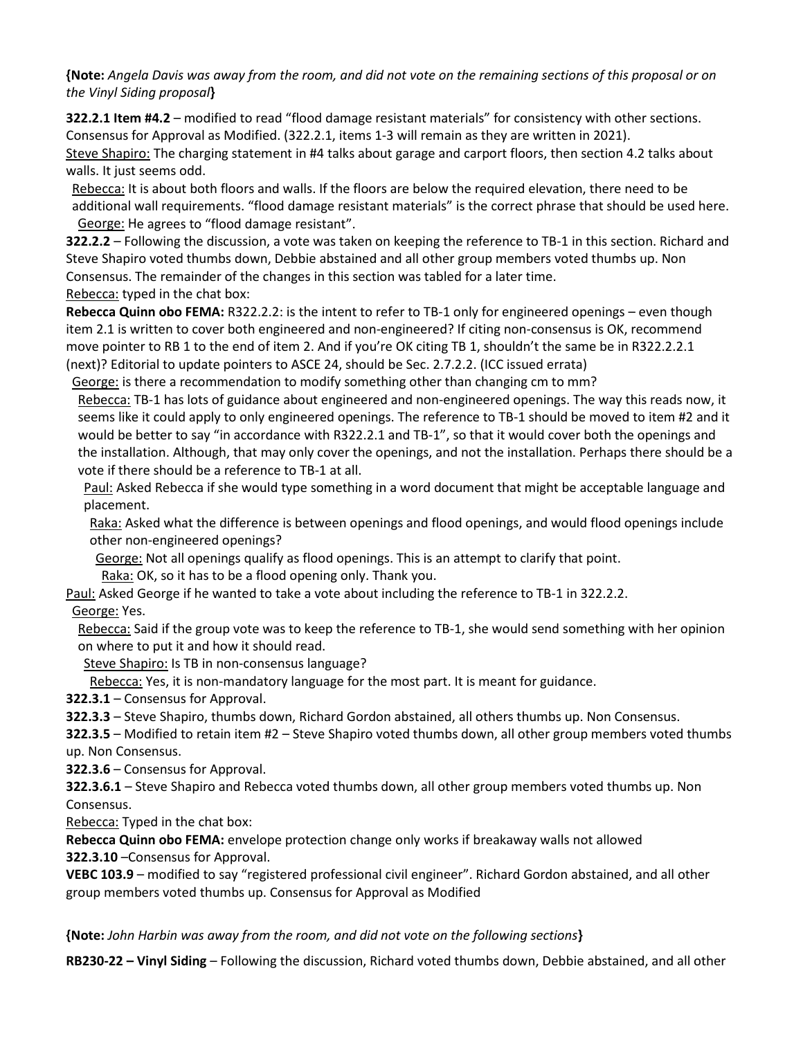**{Note:** *Angela Davis was away from the room, and did not vote on the remaining sections of this proposal or on the Vinyl Siding proposal***}**

**322.2.1 Item #4.2** – modified to read "flood damage resistant materials" for consistency with other sections. Consensus for Approval as Modified. (322.2.1, items 1-3 will remain as they are written in 2021).

Steve Shapiro: The charging statement in #4 talks about garage and carport floors, then section 4.2 talks about walls. It just seems odd.

Rebecca: It is about both floors and walls. If the floors are below the required elevation, there need to be additional wall requirements. "flood damage resistant materials" is the correct phrase that should be used here.

George: He agrees to "flood damage resistant".

**322.2.2** – Following the discussion, a vote was taken on keeping the reference to TB-1 in this section. Richard and Steve Shapiro voted thumbs down, Debbie abstained and all other group members voted thumbs up. Non Consensus. The remainder of the changes in this section was tabled for a later time.

Rebecca: typed in the chat box:

**Rebecca Quinn obo FEMA:** R322.2.2: is the intent to refer to TB-1 only for engineered openings – even though item 2.1 is written to cover both engineered and non-engineered? If citing non-consensus is OK, recommend move pointer to RB 1 to the end of item 2. And if you're OK citing TB 1, shouldn't the same be in R322.2.2.1 (next)? Editorial to update pointers to ASCE 24, should be Sec. 2.7.2.2. (ICC issued errata)

George: is there a recommendation to modify something other than changing cm to mm?

Rebecca: TB-1 has lots of guidance about engineered and non-engineered openings. The way this reads now, it seems like it could apply to only engineered openings. The reference to TB-1 should be moved to item #2 and it would be better to say "in accordance with R322.2.1 and TB-1", so that it would cover both the openings and the installation. Although, that may only cover the openings, and not the installation. Perhaps there should be a vote if there should be a reference to TB-1 at all.

Paul: Asked Rebecca if she would type something in a word document that might be acceptable language and placement.

Raka: Asked what the difference is between openings and flood openings, and would flood openings include other non-engineered openings?

George: Not all openings qualify as flood openings. This is an attempt to clarify that point.

Raka: OK, so it has to be a flood opening only. Thank you.

Paul: Asked George if he wanted to take a vote about including the reference to TB-1 in 322.2.2.

George: Yes.

Rebecca: Said if the group vote was to keep the reference to TB-1, she would send something with her opinion on where to put it and how it should read.

Steve Shapiro: Is TB in non-consensus language?

Rebecca: Yes, it is non-mandatory language for the most part. It is meant for guidance.

**322.3.1** – Consensus for Approval.

**322.3.3** – Steve Shapiro, thumbs down, Richard Gordon abstained, all others thumbs up. Non Consensus.

**322.3.5** – Modified to retain item #2 – Steve Shapiro voted thumbs down, all other group members voted thumbs up. Non Consensus.

**322.3.6** – Consensus for Approval.

**322.3.6.1** – Steve Shapiro and Rebecca voted thumbs down, all other group members voted thumbs up. Non Consensus.

Rebecca: Typed in the chat box:

**Rebecca Quinn obo FEMA:** envelope protection change only works if breakaway walls not allowed

**322.3.10** –Consensus for Approval.

**VEBC 103.9** – modified to say "registered professional civil engineer". Richard Gordon abstained, and all other group members voted thumbs up. Consensus for Approval as Modified

**{Note:** *John Harbin was away from the room, and did not vote on the following sections***}**

**RB230-22 – Vinyl Siding** – Following the discussion, Richard voted thumbs down, Debbie abstained, and all other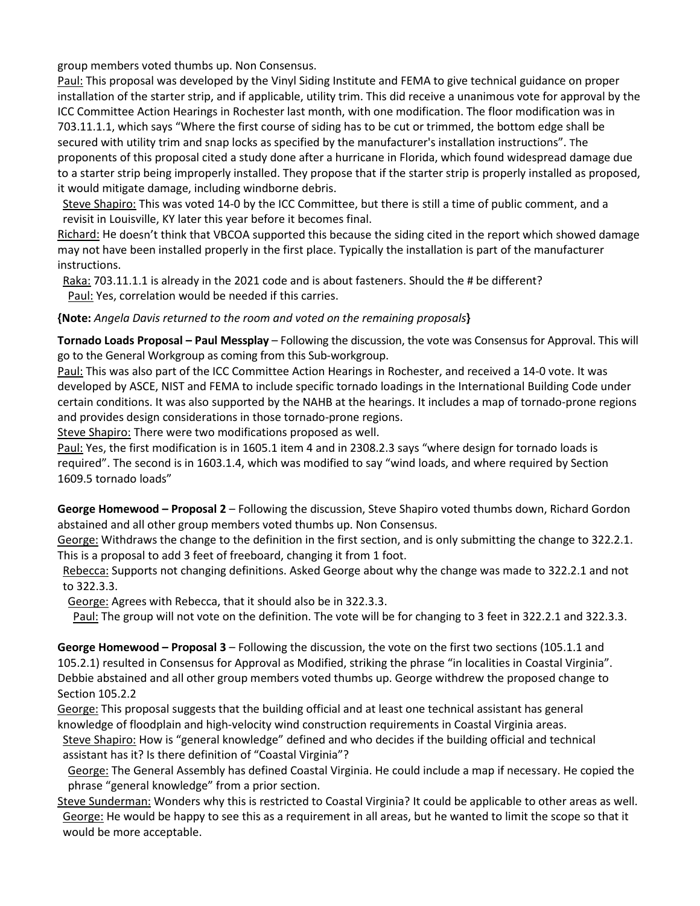group members voted thumbs up. Non Consensus.

Paul: This proposal was developed by the Vinyl Siding Institute and FEMA to give technical guidance on proper installation of the starter strip, and if applicable, utility trim. This did receive a unanimous vote for approval by the ICC Committee Action Hearings in Rochester last month, with one modification. The floor modification was in 703.11.1.1, which says "Where the first course of siding has to be cut or trimmed, the bottom edge shall be secured with utility trim and snap locks as specified by the manufacturer's installation instructions". The proponents of this proposal cited a study done after a hurricane in Florida, which found widespread damage due to a starter strip being improperly installed. They propose that if the starter strip is properly installed as proposed, it would mitigate damage, including windborne debris.

Steve Shapiro: This was voted 14-0 by the ICC Committee, but there is still a time of public comment, and a revisit in Louisville, KY later this year before it becomes final.

Richard: He doesn't think that VBCOA supported this because the siding cited in the report which showed damage may not have been installed properly in the first place. Typically the installation is part of the manufacturer instructions.

Raka: 703.11.1.1 is already in the 2021 code and is about fasteners. Should the # be different?

Paul: Yes, correlation would be needed if this carries.

**{Note:** *Angela Davis returned to the room and voted on the remaining proposals***}**

**Tornado Loads Proposal – Paul Messplay** – Following the discussion, the vote was Consensus for Approval. This will go to the General Workgroup as coming from this Sub-workgroup.

Paul: This was also part of the ICC Committee Action Hearings in Rochester, and received a 14-0 vote. It was developed by ASCE, NIST and FEMA to include specific tornado loadings in the International Building Code under certain conditions. It was also supported by the NAHB at the hearings. It includes a map of tornado-prone regions and provides design considerations in those tornado-prone regions.

Steve Shapiro: There were two modifications proposed as well.

Paul: Yes, the first modification is in 1605.1 item 4 and in 2308.2.3 says "where design for tornado loads is required". The second is in 1603.1.4, which was modified to say "wind loads, and where required by Section 1609.5 tornado loads"

**George Homewood – Proposal 2** – Following the discussion, Steve Shapiro voted thumbs down, Richard Gordon abstained and all other group members voted thumbs up. Non Consensus.

George: Withdraws the change to the definition in the first section, and is only submitting the change to 322.2.1. This is a proposal to add 3 feet of freeboard, changing it from 1 foot.

Rebecca: Supports not changing definitions. Asked George about why the change was made to 322.2.1 and not to 322.3.3.

George: Agrees with Rebecca, that it should also be in 322.3.3.

Paul: The group will not vote on the definition. The vote will be for changing to 3 feet in 322.2.1 and 322.3.3.

**George Homewood – Proposal 3** – Following the discussion, the vote on the first two sections (105.1.1 and 105.2.1) resulted in Consensus for Approval as Modified, striking the phrase "in localities in Coastal Virginia". Debbie abstained and all other group members voted thumbs up. George withdrew the proposed change to Section 105.2.2

George: This proposal suggests that the building official and at least one technical assistant has general knowledge of floodplain and high-velocity wind construction requirements in Coastal Virginia areas.

Steve Shapiro: How is "general knowledge" defined and who decides if the building official and technical assistant has it? Is there definition of "Coastal Virginia"?

George: The General Assembly has defined Coastal Virginia. He could include a map if necessary. He copied the phrase "general knowledge" from a prior section.

Steve Sunderman: Wonders why this is restricted to Coastal Virginia? It could be applicable to other areas as well.

George: He would be happy to see this as a requirement in all areas, but he wanted to limit the scope so that it would be more acceptable.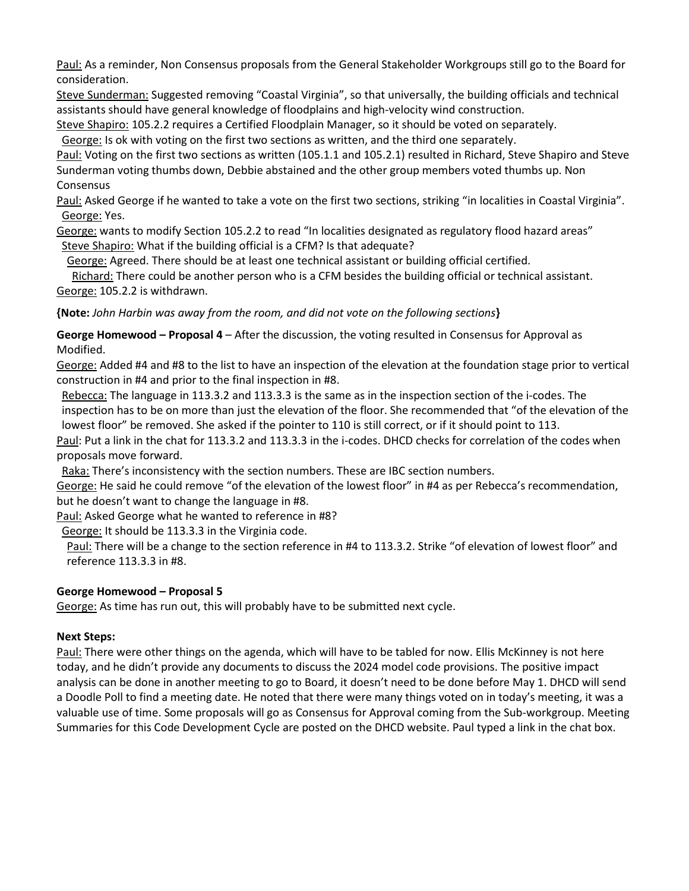Paul: As a reminder, Non Consensus proposals from the General Stakeholder Workgroups still go to the Board for consideration.

Steve Sunderman: Suggested removing "Coastal Virginia", so that universally, the building officials and technical assistants should have general knowledge of floodplains and high-velocity wind construction.

Steve Shapiro: 105.2.2 requires a Certified Floodplain Manager, so it should be voted on separately.

George: Is ok with voting on the first two sections as written, and the third one separately.

Paul: Voting on the first two sections as written (105.1.1 and 105.2.1) resulted in Richard, Steve Shapiro and Steve Sunderman voting thumbs down, Debbie abstained and the other group members voted thumbs up. Non Consensus

Paul: Asked George if he wanted to take a vote on the first two sections, striking "in localities in Coastal Virginia".

George: Yes.

George: wants to modify Section 105.2.2 to read "In localities designated as regulatory flood hazard areas"

Steve Shapiro: What if the building official is a CFM? Is that adequate?

George: Agreed. There should be at least one technical assistant or building official certified.

Richard: There could be another person who is a CFM besides the building official or technical assistant.

George: 105.2.2 is withdrawn.

**{Note:** *John Harbin was away from the room, and did not vote on the following sections***}**

**George Homewood – Proposal 4** – After the discussion, the voting resulted in Consensus for Approval as Modified.

George: Added #4 and #8 to the list to have an inspection of the elevation at the foundation stage prior to vertical construction in #4 and prior to the final inspection in #8.

Rebecca: The language in 113.3.2 and 113.3.3 is the same as in the inspection section of the i-codes. The inspection has to be on more than just the elevation of the floor. She recommended that "of the elevation of the lowest floor" be removed. She asked if the pointer to 110 is still correct, or if it should point to 113.

Paul: Put a link in the chat for 113.3.2 and 113.3.3 in the i-codes. DHCD checks for correlation of the codes when proposals move forward.

Raka: There's inconsistency with the section numbers. These are IBC section numbers.

George: He said he could remove "of the elevation of the lowest floor" in #4 as per Rebecca's recommendation, but he doesn't want to change the language in #8.

Paul: Asked George what he wanted to reference in #8?

George: It should be 113.3.3 in the Virginia code.

Paul: There will be a change to the section reference in #4 to 113.3.2. Strike "of elevation of lowest floor" and reference 113.3.3 in #8.

**George Homewood – Proposal 5**

George: As time has run out, this will probably have to be submitted next cycle.

**Next Steps:**

Paul: There were other things on the agenda, which will have to be tabled for now. Ellis McKinney is not here today, and he didn't provide any documents to discuss the 2024 model code provisions. The positive impact analysis can be done in another meeting to go to Board, it doesn't need to be done before May 1. DHCD will send a Doodle Poll to find a meeting date. He noted that there were many things voted on in today's meeting, it was a valuable use of time. Some proposals will go as Consensus for Approval coming from the Sub-workgroup. Meeting Summaries for this Code Development Cycle are posted on the DHCD website. Paul typed a link in the chat box.